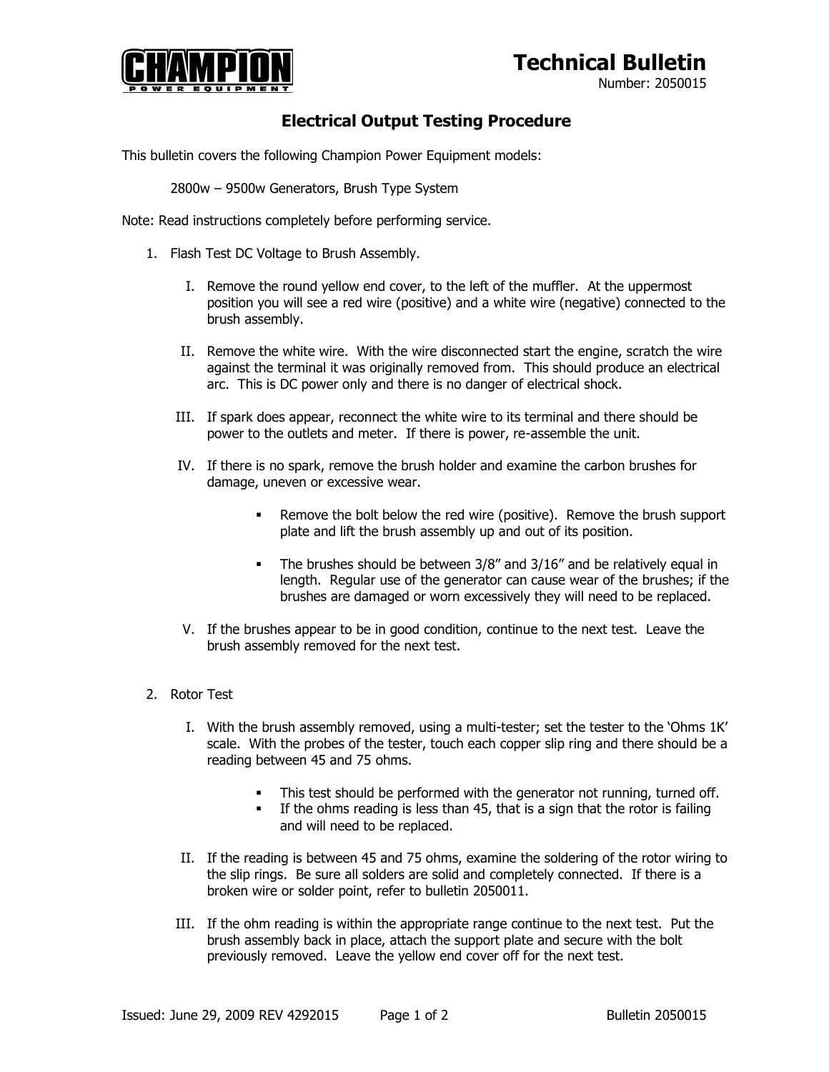**CHAMPION**
POWER EQUIPMENT

# Technical Bulletin

Number: 2050015

## Electrical Output Testing Procedure

This bulletin covers the following Champion Power Equipment models:

2800w – 9500w Generators, Brush Type System

Note: Read instructions completely before performing service.

1. Flash Test DC Voltage to Brush Assembly.

   I. Remove the round yellow end cover, to the left of the muffler. At the uppermost position you will see a red wire (positive) and a white wire (negative) connected to the brush assembly.

   II. Remove the white wire. With the wire disconnected start the engine, scratch the wire against the terminal it was originally removed from. This should produce an electrical arc. This is DC power only and there is no danger of electrical shock.

   III. If spark does appear, reconnect the white wire to its terminal and there should be power to the outlets and meter. If there is power, re-assemble the unit.

   IV. If there is no spark, remove the brush holder and examine the carbon brushes for damage, uneven or excessive wear.

      - Remove the bolt below the red wire (positive). Remove the brush support plate and lift the brush assembly up and out of its position.

      - The brushes should be between 3/8" and 3/16" and be relatively equal in length. Regular use of the generator can cause wear of the brushes; if the brushes are damaged or worn excessively they will need to be replaced.

   V. If the brushes appear to be in good condition, continue to the next test. Leave the brush assembly removed for the next test.

2. Rotor Test

   I. With the brush assembly removed, using a multi-tester; set the tester to the 'Ohms 1K' scale. With the probes of the tester, touch each copper slip ring and there should be a reading between 45 and 75 ohms.

      - This test should be performed with the generator not running, turned off.
      - If the ohms reading is less than 45, that is a sign that the rotor is failing and will need to be replaced.

   II. If the reading is between 45 and 75 ohms, examine the soldering of the rotor wiring to the slip rings. Be sure all solders are solid and completely connected. If there is a broken wire or solder point, refer to bulletin 2050011.

   III. If the ohm reading is within the appropriate range continue to the next test. Put the brush assembly back in place, attach the support plate and secure with the bolt previously removed. Leave the yellow end cover off for the next test.

Issued: June 29, 2009 REV 4292015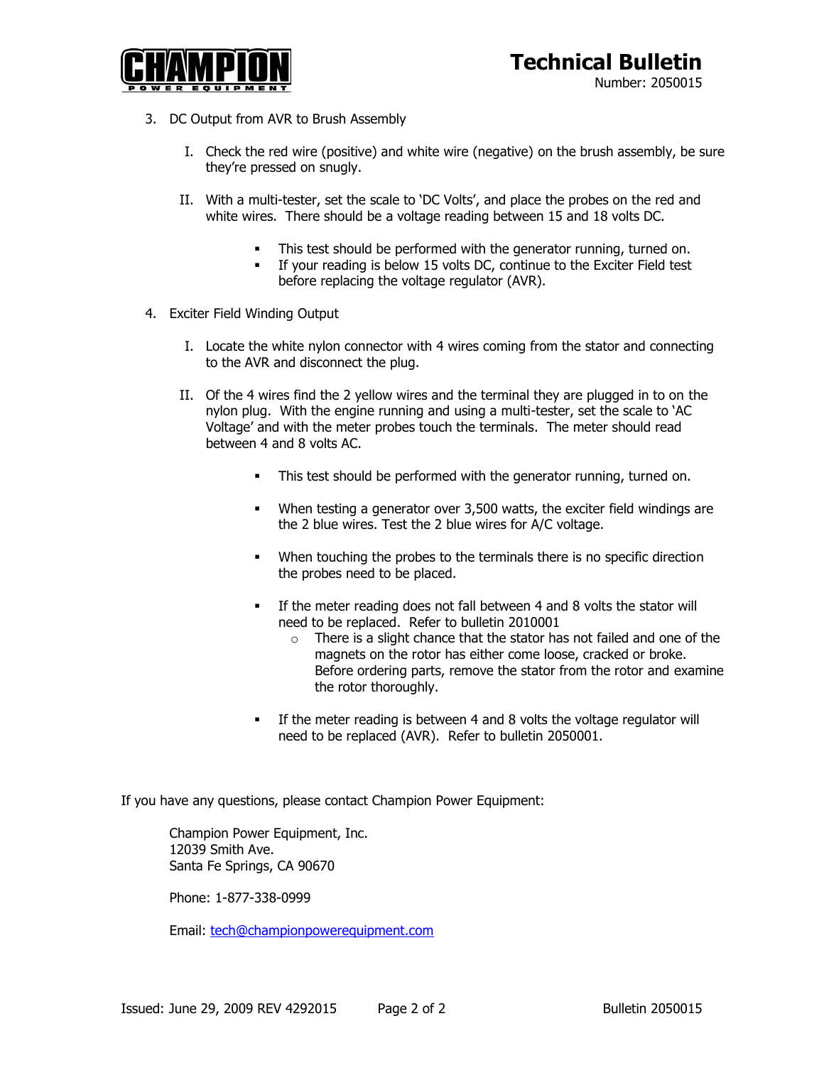3. DC Output from AVR to Brush Assembly

   I. Check the red wire (positive) and white wire (negative) on the brush assembly, be sure they're pressed on snugly.

   II. With a multi-tester, set the scale to 'DC Volts', and place the probes on the red and white wires. There should be a voltage reading between 15 and 18 volts DC.

      - This test should be performed with the generator running, turned on.
      - If your reading is below 15 volts DC, continue to the Exciter Field test before replacing the voltage regulator (AVR).

4. Exciter Field Winding Output

   I. Locate the white nylon connector with 4 wires coming from the stator and connecting to the AVR and disconnect the plug.

   II. Of the 4 wires find the 2 yellow wires and the terminal they are plugged in to on the nylon plug. With the engine running and using a multi-tester, set the scale to 'AC Voltage' and with the meter probes touch the terminals. The meter should read between 4 and 8 volts AC.

      - This test should be performed with the generator running, turned on.

      - When testing a generator over 3,500 watts, the exciter field windings are the 2 blue wires. Test the 2 blue wires for A/C voltage.

      - When touching the probes to the terminals there is no specific direction the probes need to be placed.

      - If the meter reading does not fall between 4 and 8 volts the stator will need to be replaced. Refer to bulletin 2010001
         - There is a slight chance that the stator has not failed and one of the magnets on the rotor has either come loose, cracked or broke. Before ordering parts, remove the stator from the rotor and examine the rotor thoroughly.

      - If the meter reading is between 4 and 8 volts the voltage regulator will need to be replaced (AVR). Refer to bulletin 2050001.

If you have any questions, please contact Champion Power Equipment:

Champion Power Equipment, Inc.
12039 Smith Ave.
Santa Fe Springs, CA 90670

Phone: 1-877-338-0999

Email: tech@championpowerequipment.com

Issued: June 29, 2009 REV 4292015